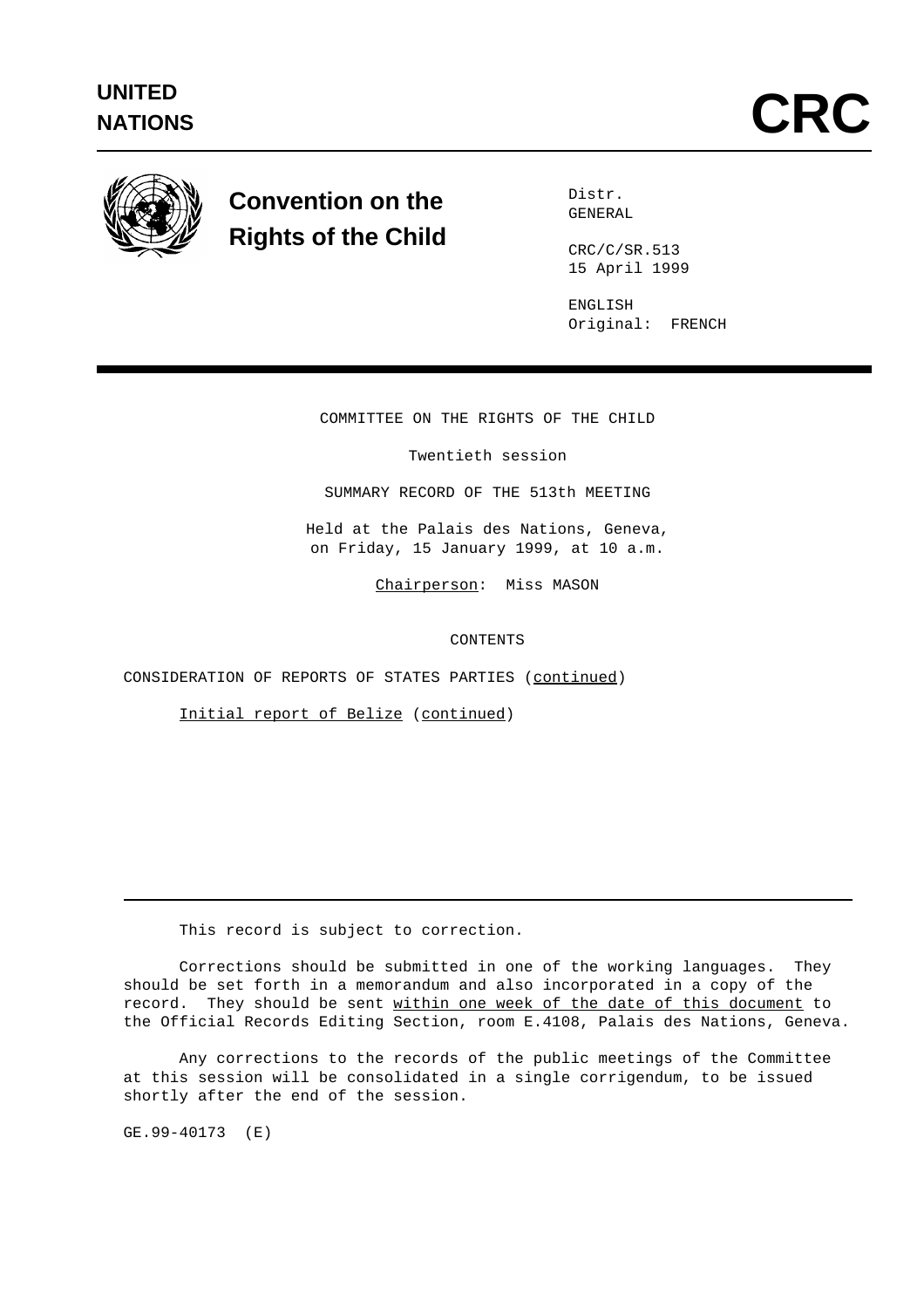**UNITED NATIONS**

# CRC

## Convention on the Rights of the Child

Distr.
GENERAL

CRC/C/SR.513
15 April 1999

ENGLISH
Original: FRENCH

COMMITTEE ON THE RIGHTS OF THE CHILD

Twentieth session

SUMMARY RECORD OF THE 513th MEETING

Held at the Palais des Nations, Geneva,
on Friday, 15 January 1999, at 10 a.m.

Chairperson: Miss MASON

CONTENTS

CONSIDERATION OF REPORTS OF STATES PARTIES (*continued*)

*Initial report of Belize* (*continued*)

---

This record is subject to correction.

Corrections should be submitted in one of the working languages. They should be set forth in a memorandum and also incorporated in a copy of the record. They should be sent *within one week of the date of this document* to the Official Records Editing Section, room E.4108, Palais des Nations, Geneva.

Any corrections to the records of the public meetings of the Committee at this session will be consolidated in a single corrigendum, to be issued shortly after the end of the session.

GE.99-40173 (E)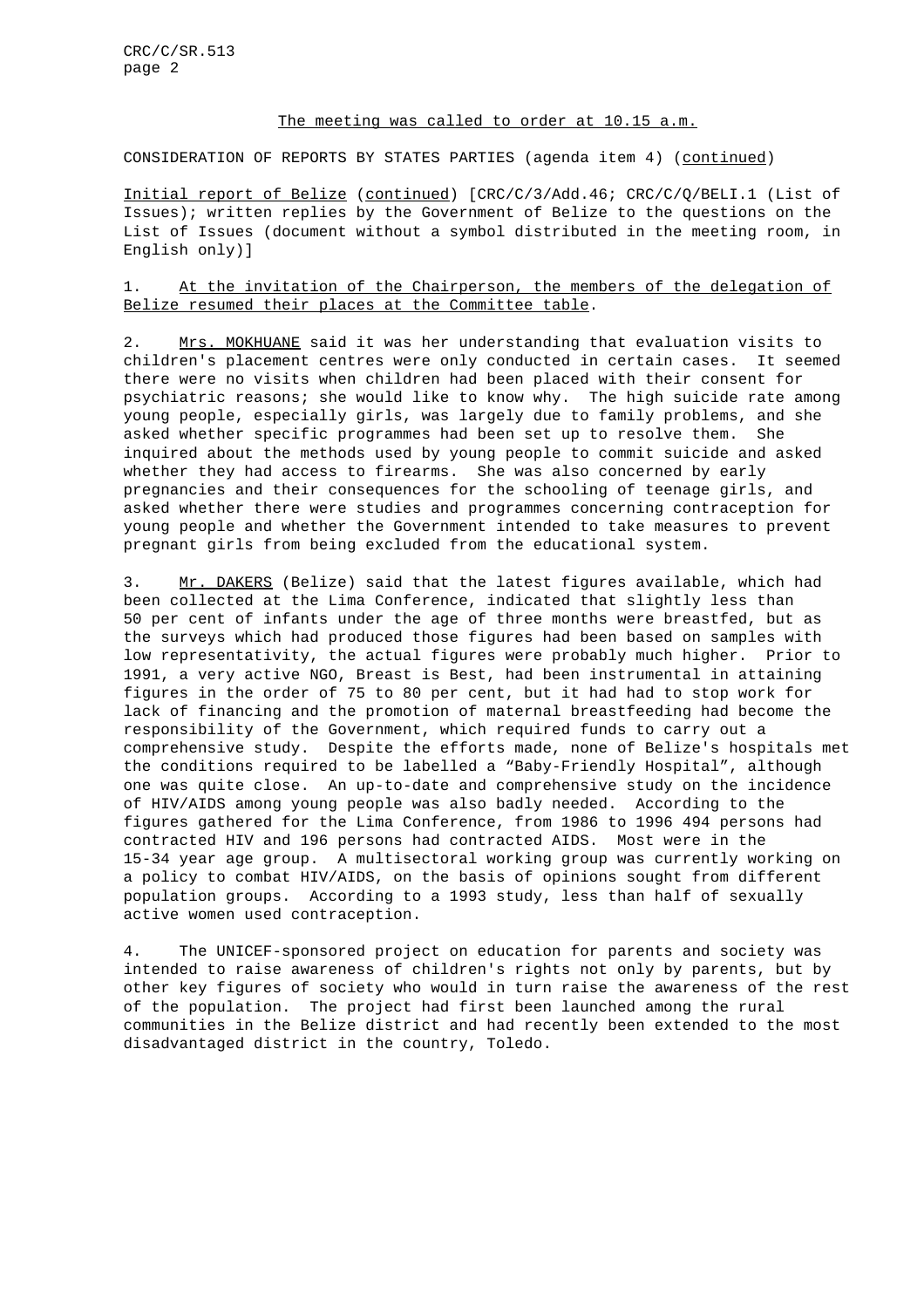The meeting was called to order at 10.15 a.m.

CONSIDERATION OF REPORTS BY STATES PARTIES (agenda item 4) (continued)

Initial report of Belize (continued) [CRC/C/3/Add.46; CRC/C/Q/BELI.1 (List of Issues); written replies by the Government of Belize to the questions on the List of Issues (document without a symbol distributed in the meeting room, in English only)]

1. At the invitation of the Chairperson, the members of the delegation of Belize resumed their places at the Committee table.

2. Mrs. MOKHUANE said it was her understanding that evaluation visits to children's placement centres were only conducted in certain cases. It seemed there were no visits when children had been placed with their consent for psychiatric reasons; she would like to know why. The high suicide rate among young people, especially girls, was largely due to family problems, and she asked whether specific programmes had been set up to resolve them. She inquired about the methods used by young people to commit suicide and asked whether they had access to firearms. She was also concerned by early pregnancies and their consequences for the schooling of teenage girls, and asked whether there were studies and programmes concerning contraception for young people and whether the Government intended to take measures to prevent pregnant girls from being excluded from the educational system.

3. Mr. DAKERS (Belize) said that the latest figures available, which had been collected at the Lima Conference, indicated that slightly less than 50 per cent of infants under the age of three months were breastfed, but as the surveys which had produced those figures had been based on samples with low representativity, the actual figures were probably much higher. Prior to 1991, a very active NGO, Breast is Best, had been instrumental in attaining figures in the order of 75 to 80 per cent, but it had had to stop work for lack of financing and the promotion of maternal breastfeeding had become the responsibility of the Government, which required funds to carry out a comprehensive study. Despite the efforts made, none of Belize's hospitals met the conditions required to be labelled a "Baby-Friendly Hospital", although one was quite close. An up-to-date and comprehensive study on the incidence of HIV/AIDS among young people was also badly needed. According to the figures gathered for the Lima Conference, from 1986 to 1996 494 persons had contracted HIV and 196 persons had contracted AIDS. Most were in the 15-34 year age group. A multisectoral working group was currently working on a policy to combat HIV/AIDS, on the basis of opinions sought from different population groups. According to a 1993 study, less than half of sexually active women used contraception.

4. The UNICEF-sponsored project on education for parents and society was intended to raise awareness of children's rights not only by parents, but by other key figures of society who would in turn raise the awareness of the rest of the population. The project had first been launched among the rural communities in the Belize district and had recently been extended to the most disadvantaged district in the country, Toledo.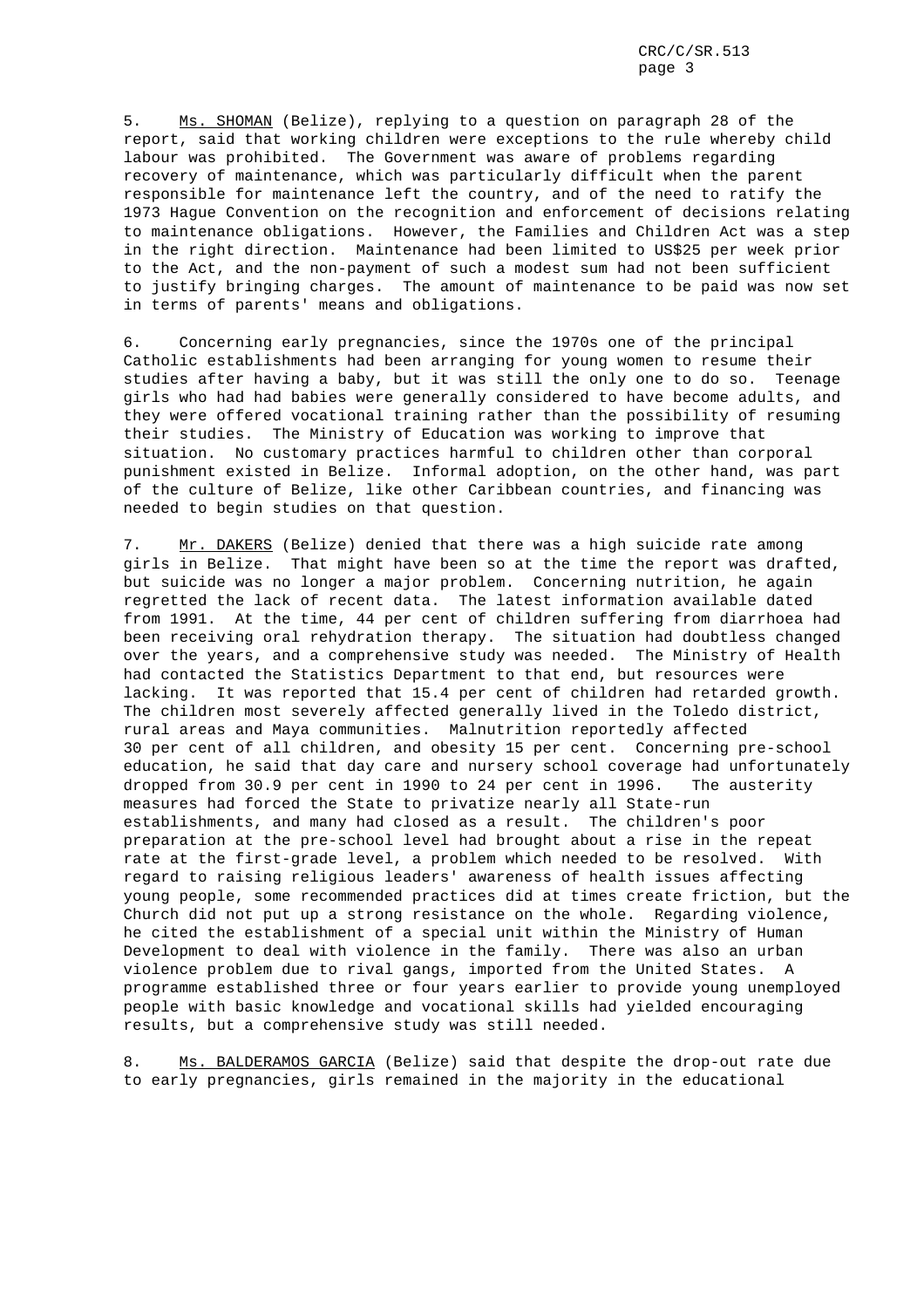5. Ms. SHOMAN (Belize), replying to a question on paragraph 28 of the report, said that working children were exceptions to the rule whereby child labour was prohibited. The Government was aware of problems regarding recovery of maintenance, which was particularly difficult when the parent responsible for maintenance left the country, and of the need to ratify the 1973 Hague Convention on the recognition and enforcement of decisions relating to maintenance obligations. However, the Families and Children Act was a step in the right direction. Maintenance had been limited to US$25 per week prior to the Act, and the non-payment of such a modest sum had not been sufficient to justify bringing charges. The amount of maintenance to be paid was now set in terms of parents' means and obligations.

6. Concerning early pregnancies, since the 1970s one of the principal Catholic establishments had been arranging for young women to resume their studies after having a baby, but it was still the only one to do so. Teenage girls who had had babies were generally considered to have become adults, and they were offered vocational training rather than the possibility of resuming their studies. The Ministry of Education was working to improve that situation. No customary practices harmful to children other than corporal punishment existed in Belize. Informal adoption, on the other hand, was part of the culture of Belize, like other Caribbean countries, and financing was needed to begin studies on that question.

7. Mr. DAKERS (Belize) denied that there was a high suicide rate among girls in Belize. That might have been so at the time the report was drafted, but suicide was no longer a major problem. Concerning nutrition, he again regretted the lack of recent data. The latest information available dated from 1991. At the time, 44 per cent of children suffering from diarrhoea had been receiving oral rehydration therapy. The situation had doubtless changed over the years, and a comprehensive study was needed. The Ministry of Health had contacted the Statistics Department to that end, but resources were lacking. It was reported that 15.4 per cent of children had retarded growth. The children most severely affected generally lived in the Toledo district, rural areas and Maya communities. Malnutrition reportedly affected 30 per cent of all children, and obesity 15 per cent. Concerning pre-school education, he said that day care and nursery school coverage had unfortunately dropped from 30.9 per cent in 1990 to 24 per cent in 1996. The austerity measures had forced the State to privatize nearly all State-run establishments, and many had closed as a result. The children's poor preparation at the pre-school level had brought about a rise in the repeat rate at the first-grade level, a problem which needed to be resolved. With regard to raising religious leaders' awareness of health issues affecting young people, some recommended practices did at times create friction, but the Church did not put up a strong resistance on the whole. Regarding violence, he cited the establishment of a special unit within the Ministry of Human Development to deal with violence in the family. There was also an urban violence problem due to rival gangs, imported from the United States. A programme established three or four years earlier to provide young unemployed people with basic knowledge and vocational skills had yielded encouraging results, but a comprehensive study was still needed.

8. Ms. BALDERAMOS GARCIA (Belize) said that despite the drop-out rate due to early pregnancies, girls remained in the majority in the educational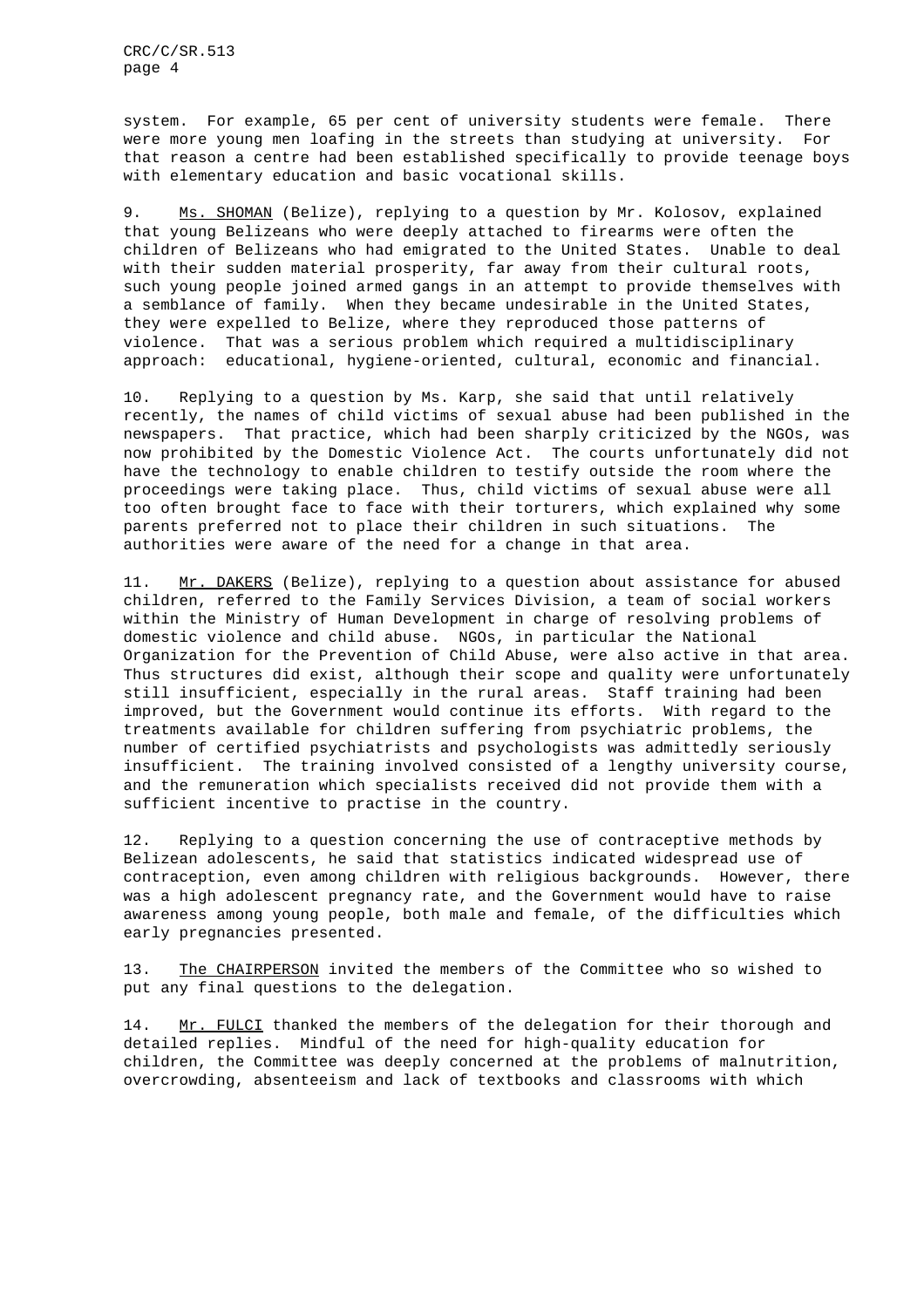system. For example, 65 per cent of university students were female. There were more young men loafing in the streets than studying at university. For that reason a centre had been established specifically to provide teenage boys with elementary education and basic vocational skills.

9. Ms. SHOMAN (Belize), replying to a question by Mr. Kolosov, explained that young Belizeans who were deeply attached to firearms were often the children of Belizeans who had emigrated to the United States. Unable to deal with their sudden material prosperity, far away from their cultural roots, such young people joined armed gangs in an attempt to provide themselves with a semblance of family. When they became undesirable in the United States, they were expelled to Belize, where they reproduced those patterns of violence. That was a serious problem which required a multidisciplinary approach: educational, hygiene-oriented, cultural, economic and financial.

10. Replying to a question by Ms. Karp, she said that until relatively recently, the names of child victims of sexual abuse had been published in the newspapers. That practice, which had been sharply criticized by the NGOs, was now prohibited by the Domestic Violence Act. The courts unfortunately did not have the technology to enable children to testify outside the room where the proceedings were taking place. Thus, child victims of sexual abuse were all too often brought face to face with their torturers, which explained why some parents preferred not to place their children in such situations. The authorities were aware of the need for a change in that area.

11. Mr. DAKERS (Belize), replying to a question about assistance for abused children, referred to the Family Services Division, a team of social workers within the Ministry of Human Development in charge of resolving problems of domestic violence and child abuse. NGOs, in particular the National Organization for the Prevention of Child Abuse, were also active in that area. Thus structures did exist, although their scope and quality were unfortunately still insufficient, especially in the rural areas. Staff training had been improved, but the Government would continue its efforts. With regard to the treatments available for children suffering from psychiatric problems, the number of certified psychiatrists and psychologists was admittedly seriously insufficient. The training involved consisted of a lengthy university course, and the remuneration which specialists received did not provide them with a sufficient incentive to practise in the country.

12. Replying to a question concerning the use of contraceptive methods by Belizean adolescents, he said that statistics indicated widespread use of contraception, even among children with religious backgrounds. However, there was a high adolescent pregnancy rate, and the Government would have to raise awareness among young people, both male and female, of the difficulties which early pregnancies presented.

13. The CHAIRPERSON invited the members of the Committee who so wished to put any final questions to the delegation.

14. Mr. FULCI thanked the members of the delegation for their thorough and detailed replies. Mindful of the need for high-quality education for children, the Committee was deeply concerned at the problems of malnutrition, overcrowding, absenteeism and lack of textbooks and classrooms with which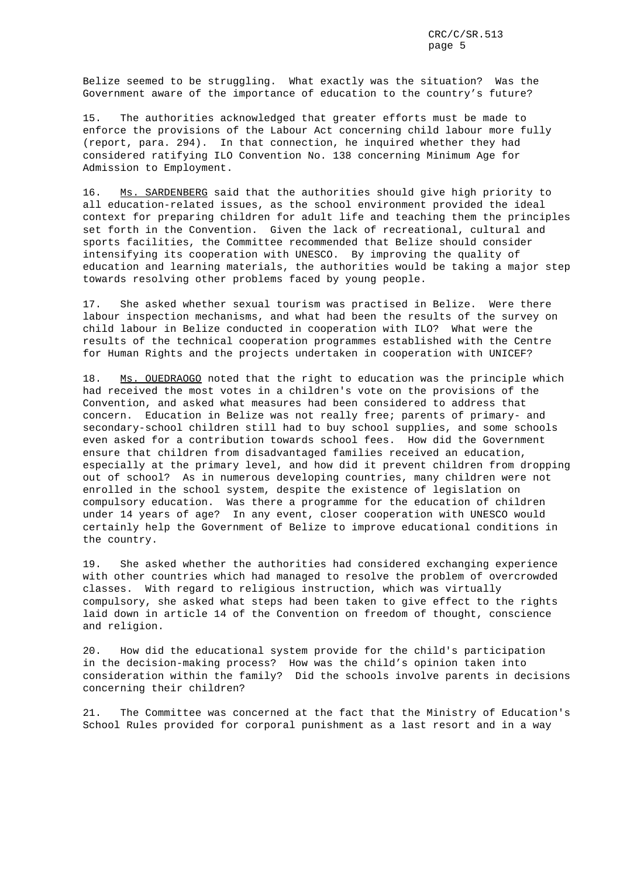Belize seemed to be struggling. What exactly was the situation? Was the Government aware of the importance of education to the country's future?

15. The authorities acknowledged that greater efforts must be made to enforce the provisions of the Labour Act concerning child labour more fully (report, para. 294). In that connection, he inquired whether they had considered ratifying ILO Convention No. 138 concerning Minimum Age for Admission to Employment.

16. Ms. SARDENBERG said that the authorities should give high priority to all education-related issues, as the school environment provided the ideal context for preparing children for adult life and teaching them the principles set forth in the Convention. Given the lack of recreational, cultural and sports facilities, the Committee recommended that Belize should consider intensifying its cooperation with UNESCO. By improving the quality of education and learning materials, the authorities would be taking a major step towards resolving other problems faced by young people.

17. She asked whether sexual tourism was practised in Belize. Were there labour inspection mechanisms, and what had been the results of the survey on child labour in Belize conducted in cooperation with ILO? What were the results of the technical cooperation programmes established with the Centre for Human Rights and the projects undertaken in cooperation with UNICEF?

18. Ms. OUEDRAOGO noted that the right to education was the principle which had received the most votes in a children's vote on the provisions of the Convention, and asked what measures had been considered to address that concern. Education in Belize was not really free; parents of primary- and secondary-school children still had to buy school supplies, and some schools even asked for a contribution towards school fees. How did the Government ensure that children from disadvantaged families received an education, especially at the primary level, and how did it prevent children from dropping out of school? As in numerous developing countries, many children were not enrolled in the school system, despite the existence of legislation on compulsory education. Was there a programme for the education of children under 14 years of age? In any event, closer cooperation with UNESCO would certainly help the Government of Belize to improve educational conditions in the country.

19. She asked whether the authorities had considered exchanging experience with other countries which had managed to resolve the problem of overcrowded classes. With regard to religious instruction, which was virtually compulsory, she asked what steps had been taken to give effect to the rights laid down in article 14 of the Convention on freedom of thought, conscience and religion.

20. How did the educational system provide for the child's participation in the decision-making process? How was the child's opinion taken into consideration within the family? Did the schools involve parents in decisions concerning their children?

21. The Committee was concerned at the fact that the Ministry of Education's School Rules provided for corporal punishment as a last resort and in a way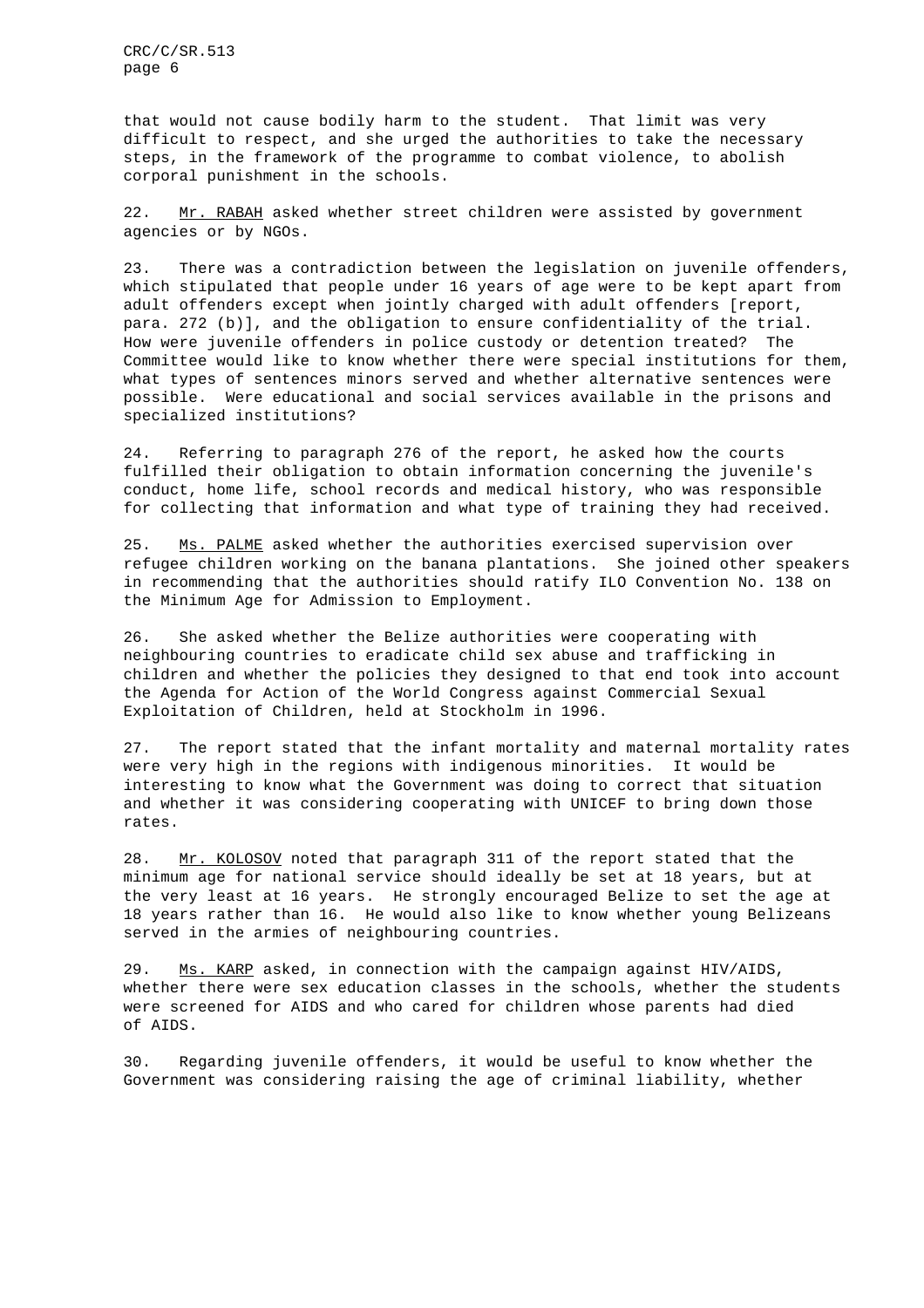that would not cause bodily harm to the student. That limit was very difficult to respect, and she urged the authorities to take the necessary steps, in the framework of the programme to combat violence, to abolish corporal punishment in the schools.

22. Mr. RABAH asked whether street children were assisted by government agencies or by NGOs.

23. There was a contradiction between the legislation on juvenile offenders, which stipulated that people under 16 years of age were to be kept apart from adult offenders except when jointly charged with adult offenders [report, para. 272 (b)], and the obligation to ensure confidentiality of the trial. How were juvenile offenders in police custody or detention treated? The Committee would like to know whether there were special institutions for them, what types of sentences minors served and whether alternative sentences were possible. Were educational and social services available in the prisons and specialized institutions?

24. Referring to paragraph 276 of the report, he asked how the courts fulfilled their obligation to obtain information concerning the juvenile's conduct, home life, school records and medical history, who was responsible for collecting that information and what type of training they had received.

25. Ms. PALME asked whether the authorities exercised supervision over refugee children working on the banana plantations. She joined other speakers in recommending that the authorities should ratify ILO Convention No. 138 on the Minimum Age for Admission to Employment.

26. She asked whether the Belize authorities were cooperating with neighbouring countries to eradicate child sex abuse and trafficking in children and whether the policies they designed to that end took into account the Agenda for Action of the World Congress against Commercial Sexual Exploitation of Children, held at Stockholm in 1996.

27. The report stated that the infant mortality and maternal mortality rates were very high in the regions with indigenous minorities. It would be interesting to know what the Government was doing to correct that situation and whether it was considering cooperating with UNICEF to bring down those rates.

28. Mr. KOLOSOV noted that paragraph 311 of the report stated that the minimum age for national service should ideally be set at 18 years, but at the very least at 16 years. He strongly encouraged Belize to set the age at 18 years rather than 16. He would also like to know whether young Belizeans served in the armies of neighbouring countries.

29. Ms. KARP asked, in connection with the campaign against HIV/AIDS, whether there were sex education classes in the schools, whether the students were screened for AIDS and who cared for children whose parents had died of AIDS.

30. Regarding juvenile offenders, it would be useful to know whether the Government was considering raising the age of criminal liability, whether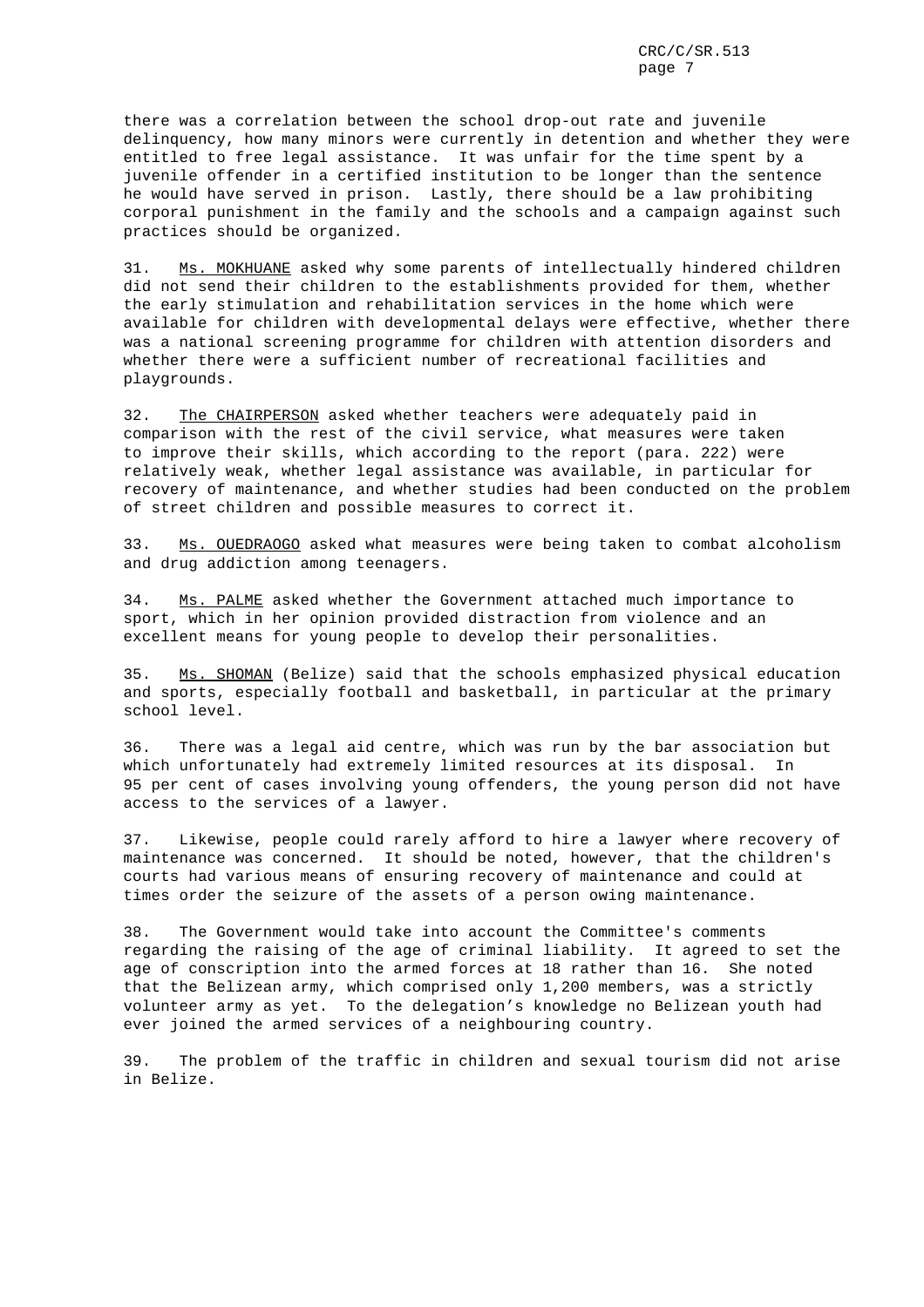there was a correlation between the school drop-out rate and juvenile delinquency, how many minors were currently in detention and whether they were entitled to free legal assistance. It was unfair for the time spent by a juvenile offender in a certified institution to be longer than the sentence he would have served in prison. Lastly, there should be a law prohibiting corporal punishment in the family and the schools and a campaign against such practices should be organized.

31. Ms. MOKHUANE asked why some parents of intellectually hindered children did not send their children to the establishments provided for them, whether the early stimulation and rehabilitation services in the home which were available for children with developmental delays were effective, whether there was a national screening programme for children with attention disorders and whether there were a sufficient number of recreational facilities and playgrounds.

32. The CHAIRPERSON asked whether teachers were adequately paid in comparison with the rest of the civil service, what measures were taken to improve their skills, which according to the report (para. 222) were relatively weak, whether legal assistance was available, in particular for recovery of maintenance, and whether studies had been conducted on the problem of street children and possible measures to correct it.

33. Ms. OUEDRAOGO asked what measures were being taken to combat alcoholism and drug addiction among teenagers.

34. Ms. PALME asked whether the Government attached much importance to sport, which in her opinion provided distraction from violence and an excellent means for young people to develop their personalities.

35. Ms. SHOMAN (Belize) said that the schools emphasized physical education and sports, especially football and basketball, in particular at the primary school level.

36. There was a legal aid centre, which was run by the bar association but which unfortunately had extremely limited resources at its disposal. In 95 per cent of cases involving young offenders, the young person did not have access to the services of a lawyer.

37. Likewise, people could rarely afford to hire a lawyer where recovery of maintenance was concerned. It should be noted, however, that the children's courts had various means of ensuring recovery of maintenance and could at times order the seizure of the assets of a person owing maintenance.

38. The Government would take into account the Committee's comments regarding the raising of the age of criminal liability. It agreed to set the age of conscription into the armed forces at 18 rather than 16. She noted that the Belizean army, which comprised only 1,200 members, was a strictly volunteer army as yet. To the delegation's knowledge no Belizean youth had ever joined the armed services of a neighbouring country.

39. The problem of the traffic in children and sexual tourism did not arise in Belize.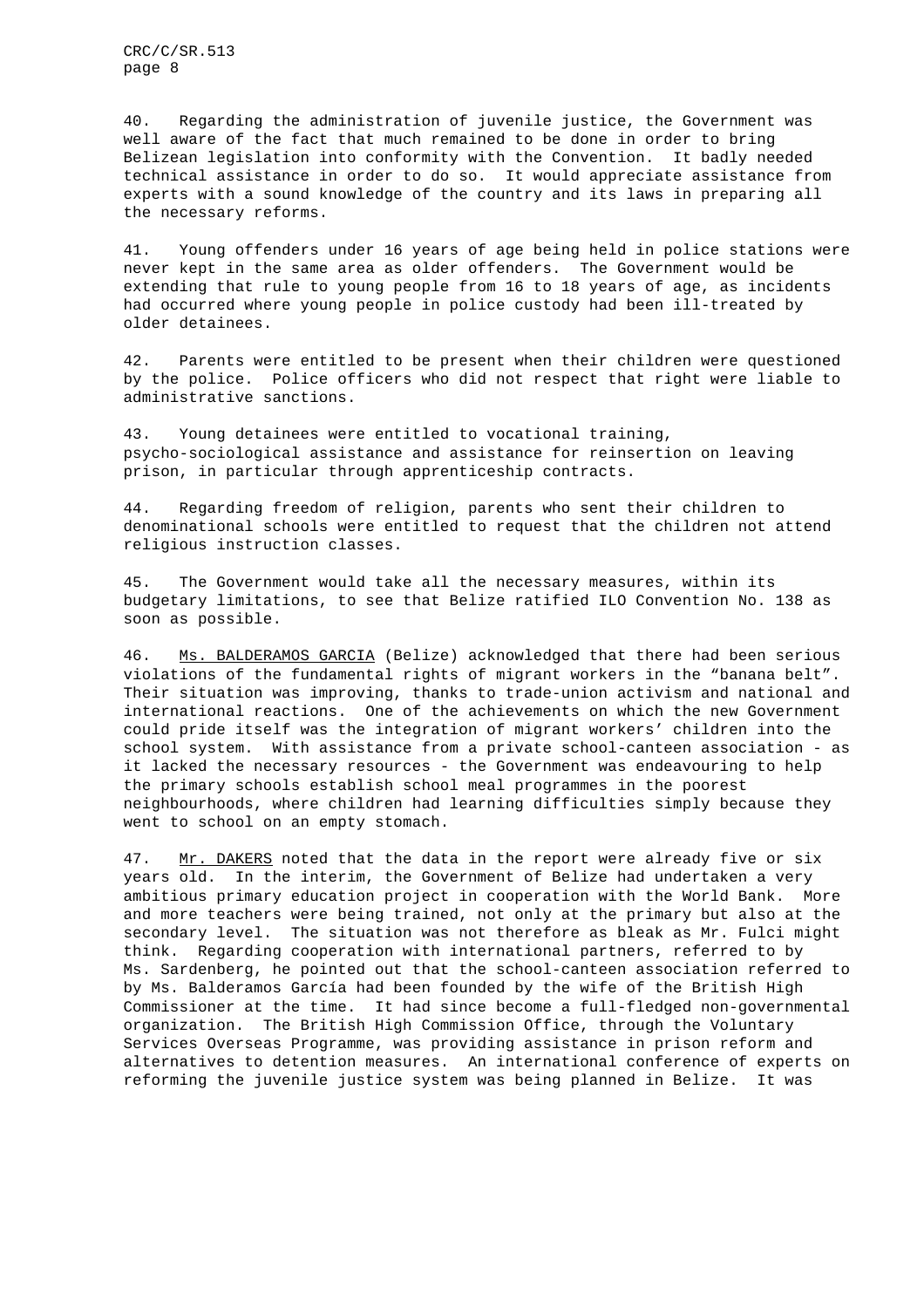40. Regarding the administration of juvenile justice, the Government was well aware of the fact that much remained to be done in order to bring Belizean legislation into conformity with the Convention. It badly needed technical assistance in order to do so. It would appreciate assistance from experts with a sound knowledge of the country and its laws in preparing all the necessary reforms.

41. Young offenders under 16 years of age being held in police stations were never kept in the same area as older offenders. The Government would be extending that rule to young people from 16 to 18 years of age, as incidents had occurred where young people in police custody had been ill-treated by older detainees.

42. Parents were entitled to be present when their children were questioned by the police. Police officers who did not respect that right were liable to administrative sanctions.

43. Young detainees were entitled to vocational training, psycho-sociological assistance and assistance for reinsertion on leaving prison, in particular through apprenticeship contracts.

44. Regarding freedom of religion, parents who sent their children to denominational schools were entitled to request that the children not attend religious instruction classes.

45. The Government would take all the necessary measures, within its budgetary limitations, to see that Belize ratified ILO Convention No. 138 as soon as possible.

46. Ms. BALDERAMOS GARCIA (Belize) acknowledged that there had been serious violations of the fundamental rights of migrant workers in the “banana belt”. Their situation was improving, thanks to trade-union activism and national and international reactions. One of the achievements on which the new Government could pride itself was the integration of migrant workers’ children into the school system. With assistance from a private school-canteen association - as it lacked the necessary resources - the Government was endeavouring to help the primary schools establish school meal programmes in the poorest neighbourhoods, where children had learning difficulties simply because they went to school on an empty stomach.

47. Mr. DAKERS noted that the data in the report were already five or six years old. In the interim, the Government of Belize had undertaken a very ambitious primary education project in cooperation with the World Bank. More and more teachers were being trained, not only at the primary but also at the secondary level. The situation was not therefore as bleak as Mr. Fulci might think. Regarding cooperation with international partners, referred to by Ms. Sardenberg, he pointed out that the school-canteen association referred to by Ms. Balderamos García had been founded by the wife of the British High Commissioner at the time. It had since become a full-fledged non-governmental organization. The British High Commission Office, through the Voluntary Services Overseas Programme, was providing assistance in prison reform and alternatives to detention measures. An international conference of experts on reforming the juvenile justice system was being planned in Belize. It was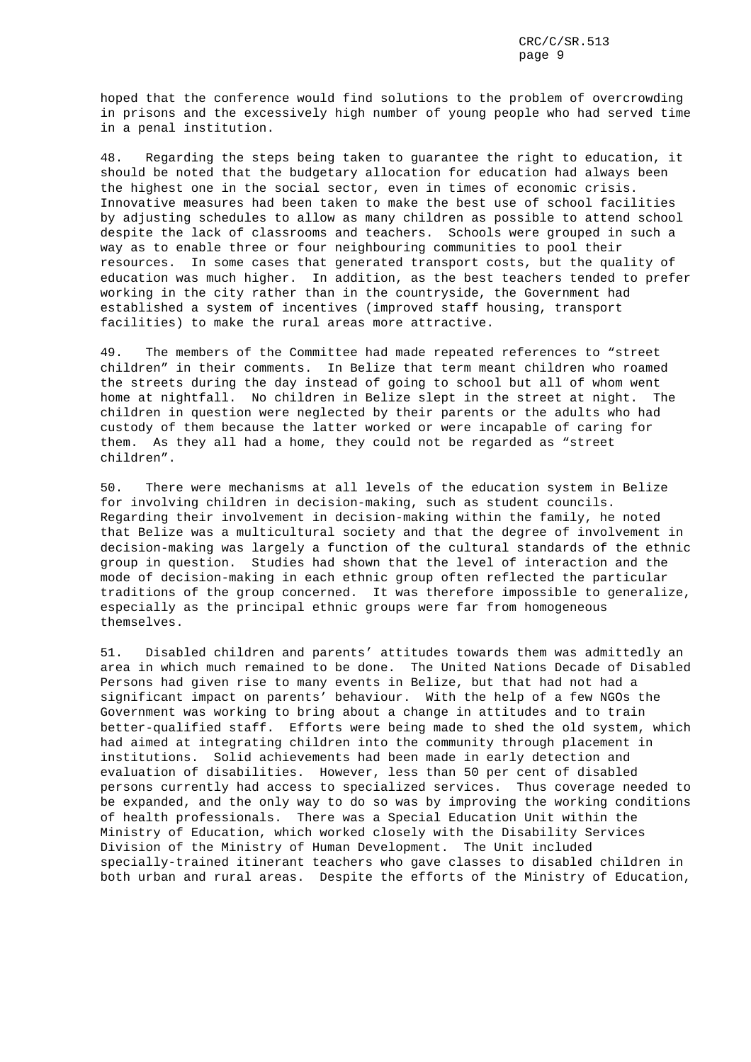hoped that the conference would find solutions to the problem of overcrowding in prisons and the excessively high number of young people who had served time in a penal institution.

48. Regarding the steps being taken to guarantee the right to education, it should be noted that the budgetary allocation for education had always been the highest one in the social sector, even in times of economic crisis. Innovative measures had been taken to make the best use of school facilities by adjusting schedules to allow as many children as possible to attend school despite the lack of classrooms and teachers. Schools were grouped in such a way as to enable three or four neighbouring communities to pool their resources. In some cases that generated transport costs, but the quality of education was much higher. In addition, as the best teachers tended to prefer working in the city rather than in the countryside, the Government had established a system of incentives (improved staff housing, transport facilities) to make the rural areas more attractive.

49. The members of the Committee had made repeated references to "street children" in their comments. In Belize that term meant children who roamed the streets during the day instead of going to school but all of whom went home at nightfall. No children in Belize slept in the street at night. The children in question were neglected by their parents or the adults who had custody of them because the latter worked or were incapable of caring for them. As they all had a home, they could not be regarded as "street children".

50. There were mechanisms at all levels of the education system in Belize for involving children in decision-making, such as student councils. Regarding their involvement in decision-making within the family, he noted that Belize was a multicultural society and that the degree of involvement in decision-making was largely a function of the cultural standards of the ethnic group in question. Studies had shown that the level of interaction and the mode of decision-making in each ethnic group often reflected the particular traditions of the group concerned. It was therefore impossible to generalize, especially as the principal ethnic groups were far from homogeneous themselves.

51. Disabled children and parents' attitudes towards them was admittedly an area in which much remained to be done. The United Nations Decade of Disabled Persons had given rise to many events in Belize, but that had not had a significant impact on parents' behaviour. With the help of a few NGOs the Government was working to bring about a change in attitudes and to train better-qualified staff. Efforts were being made to shed the old system, which had aimed at integrating children into the community through placement in institutions. Solid achievements had been made in early detection and evaluation of disabilities. However, less than 50 per cent of disabled persons currently had access to specialized services. Thus coverage needed to be expanded, and the only way to do so was by improving the working conditions of health professionals. There was a Special Education Unit within the Ministry of Education, which worked closely with the Disability Services Division of the Ministry of Human Development. The Unit included specially-trained itinerant teachers who gave classes to disabled children in both urban and rural areas. Despite the efforts of the Ministry of Education,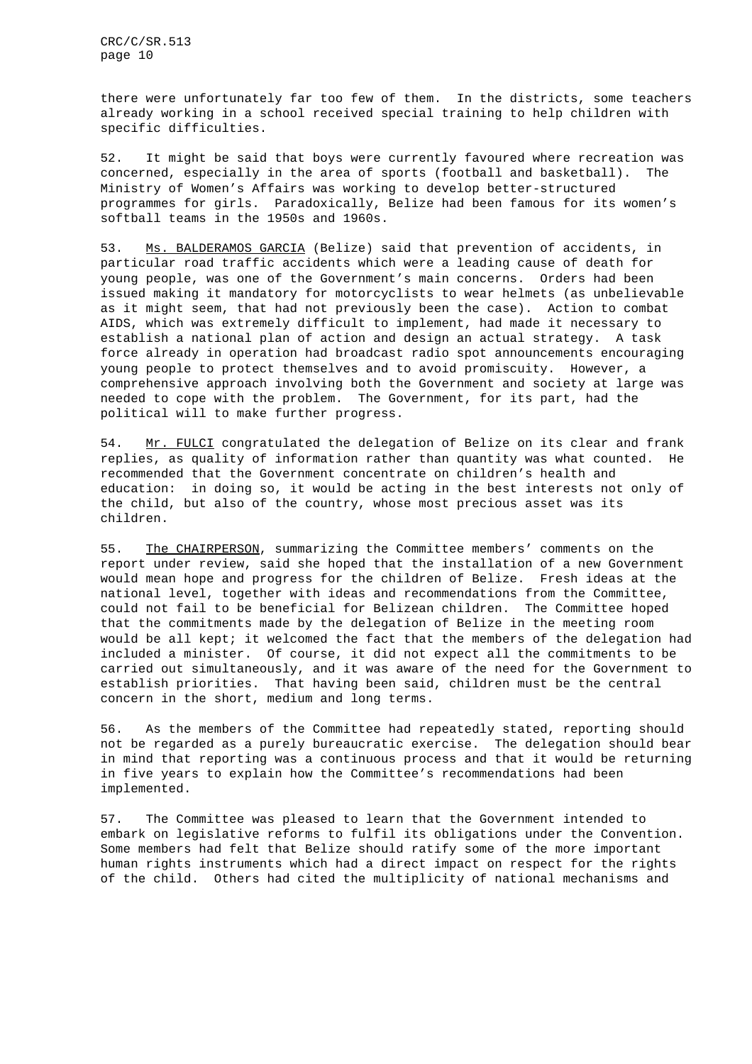there were unfortunately far too few of them. In the districts, some teachers already working in a school received special training to help children with specific difficulties.

52. It might be said that boys were currently favoured where recreation was concerned, especially in the area of sports (football and basketball). The Ministry of Women's Affairs was working to develop better-structured programmes for girls. Paradoxically, Belize had been famous for its women's softball teams in the 1950s and 1960s.

53. Ms. BALDERAMOS GARCIA (Belize) said that prevention of accidents, in particular road traffic accidents which were a leading cause of death for young people, was one of the Government's main concerns. Orders had been issued making it mandatory for motorcyclists to wear helmets (as unbelievable as it might seem, that had not previously been the case). Action to combat AIDS, which was extremely difficult to implement, had made it necessary to establish a national plan of action and design an actual strategy. A task force already in operation had broadcast radio spot announcements encouraging young people to protect themselves and to avoid promiscuity. However, a comprehensive approach involving both the Government and society at large was needed to cope with the problem. The Government, for its part, had the political will to make further progress.

54. Mr. FULCI congratulated the delegation of Belize on its clear and frank replies, as quality of information rather than quantity was what counted. He recommended that the Government concentrate on children's health and education: in doing so, it would be acting in the best interests not only of the child, but also of the country, whose most precious asset was its children.

55. The CHAIRPERSON, summarizing the Committee members' comments on the report under review, said she hoped that the installation of a new Government would mean hope and progress for the children of Belize. Fresh ideas at the national level, together with ideas and recommendations from the Committee, could not fail to be beneficial for Belizean children. The Committee hoped that the commitments made by the delegation of Belize in the meeting room would be all kept; it welcomed the fact that the members of the delegation had included a minister. Of course, it did not expect all the commitments to be carried out simultaneously, and it was aware of the need for the Government to establish priorities. That having been said, children must be the central concern in the short, medium and long terms.

56. As the members of the Committee had repeatedly stated, reporting should not be regarded as a purely bureaucratic exercise. The delegation should bear in mind that reporting was a continuous process and that it would be returning in five years to explain how the Committee's recommendations had been implemented.

57. The Committee was pleased to learn that the Government intended to embark on legislative reforms to fulfil its obligations under the Convention. Some members had felt that Belize should ratify some of the more important human rights instruments which had a direct impact on respect for the rights of the child. Others had cited the multiplicity of national mechanisms and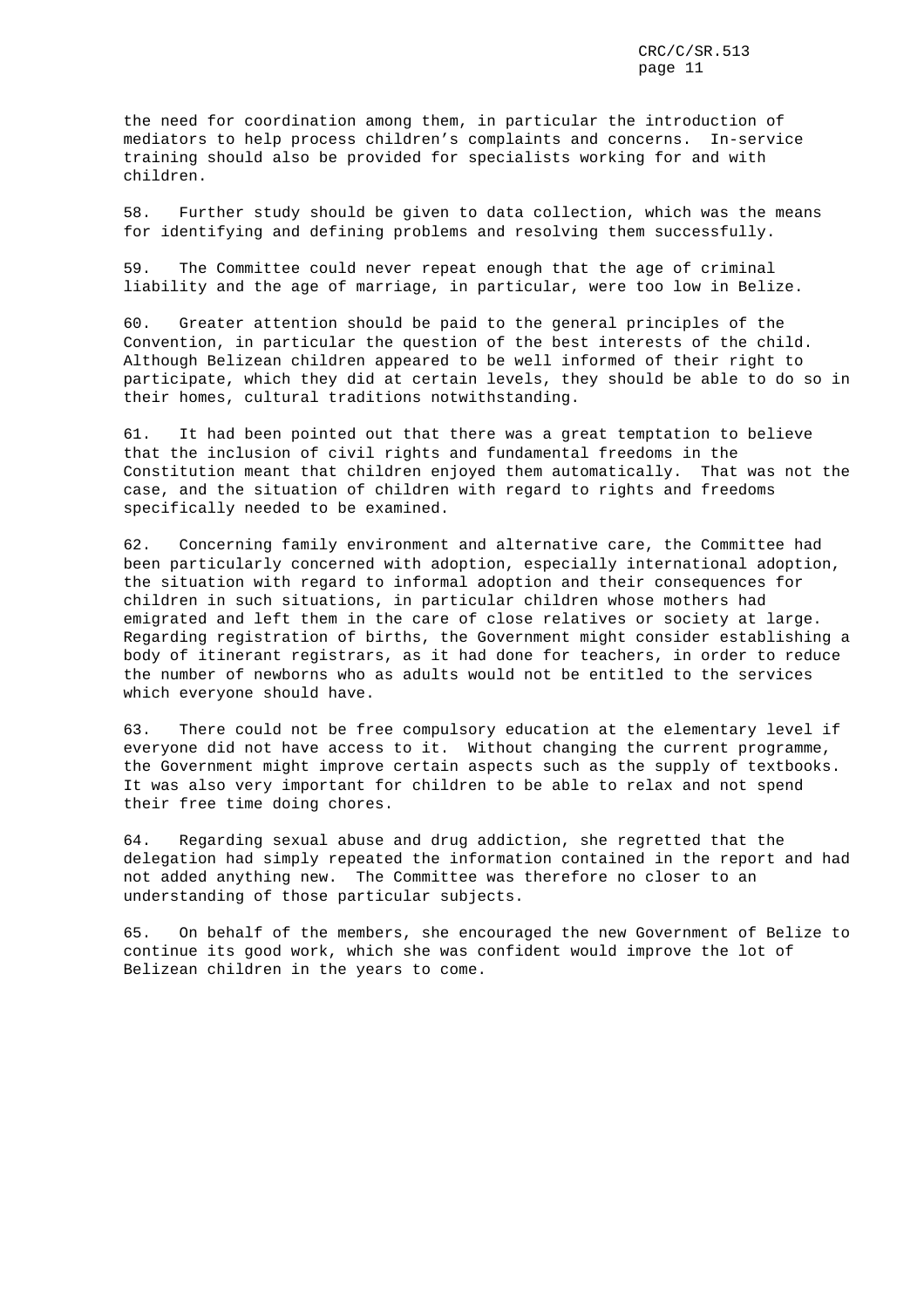the need for coordination among them, in particular the introduction of mediators to help process children's complaints and concerns. In-service training should also be provided for specialists working for and with children.

58. Further study should be given to data collection, which was the means for identifying and defining problems and resolving them successfully.

59. The Committee could never repeat enough that the age of criminal liability and the age of marriage, in particular, were too low in Belize.

60. Greater attention should be paid to the general principles of the Convention, in particular the question of the best interests of the child. Although Belizean children appeared to be well informed of their right to participate, which they did at certain levels, they should be able to do so in their homes, cultural traditions notwithstanding.

61. It had been pointed out that there was a great temptation to believe that the inclusion of civil rights and fundamental freedoms in the Constitution meant that children enjoyed them automatically. That was not the case, and the situation of children with regard to rights and freedoms specifically needed to be examined.

62. Concerning family environment and alternative care, the Committee had been particularly concerned with adoption, especially international adoption, the situation with regard to informal adoption and their consequences for children in such situations, in particular children whose mothers had emigrated and left them in the care of close relatives or society at large. Regarding registration of births, the Government might consider establishing a body of itinerant registrars, as it had done for teachers, in order to reduce the number of newborns who as adults would not be entitled to the services which everyone should have.

63. There could not be free compulsory education at the elementary level if everyone did not have access to it. Without changing the current programme, the Government might improve certain aspects such as the supply of textbooks. It was also very important for children to be able to relax and not spend their free time doing chores.

64. Regarding sexual abuse and drug addiction, she regretted that the delegation had simply repeated the information contained in the report and had not added anything new. The Committee was therefore no closer to an understanding of those particular subjects.

65. On behalf of the members, she encouraged the new Government of Belize to continue its good work, which she was confident would improve the lot of Belizean children in the years to come.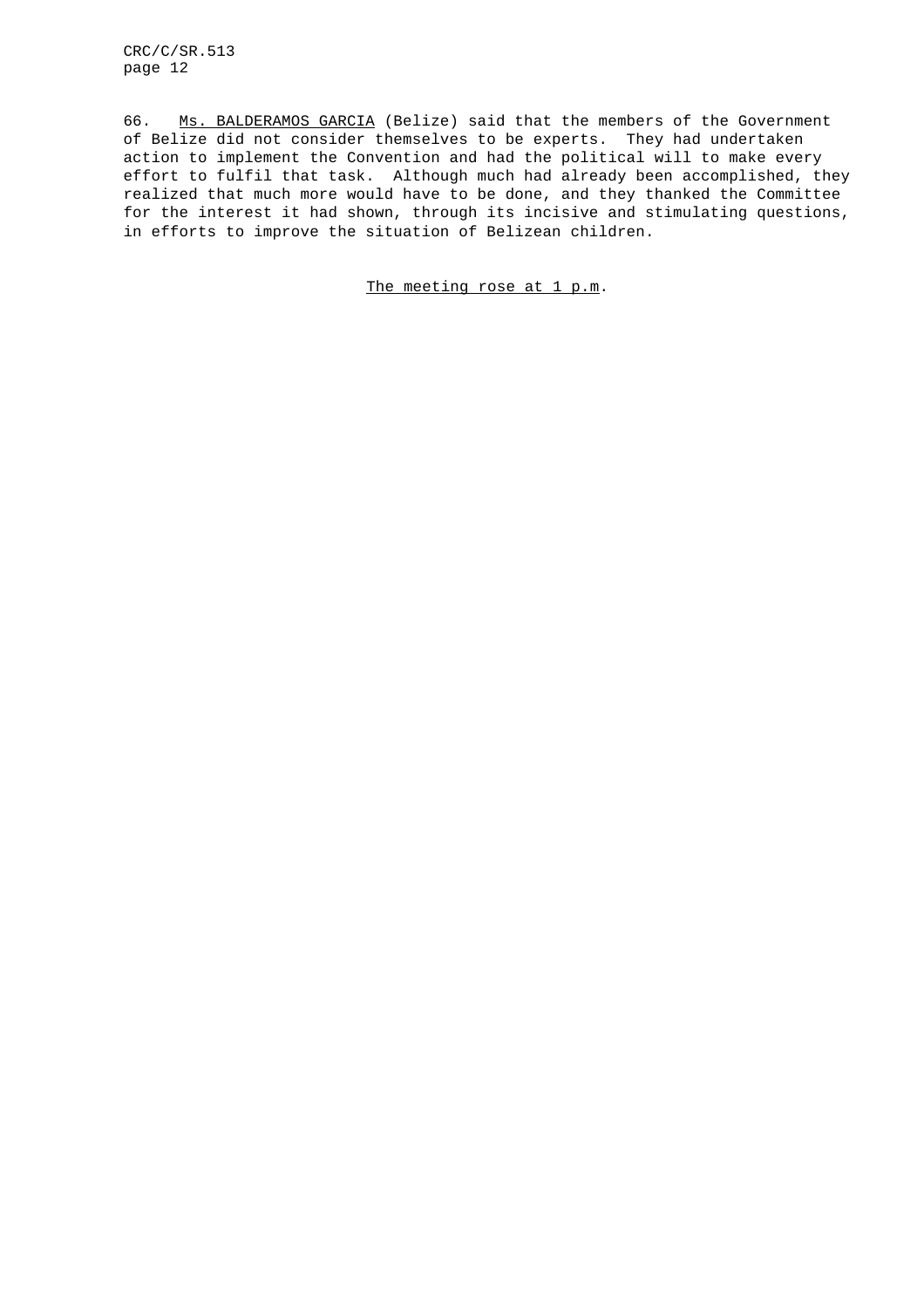66. Ms. BALDERAMOS GARCIA (Belize) said that the members of the Government of Belize did not consider themselves to be experts. They had undertaken action to implement the Convention and had the political will to make every effort to fulfil that task. Although much had already been accomplished, they realized that much more would have to be done, and they thanked the Committee for the interest it had shown, through its incisive and stimulating questions, in efforts to improve the situation of Belizean children.

The meeting rose at 1 p.m.